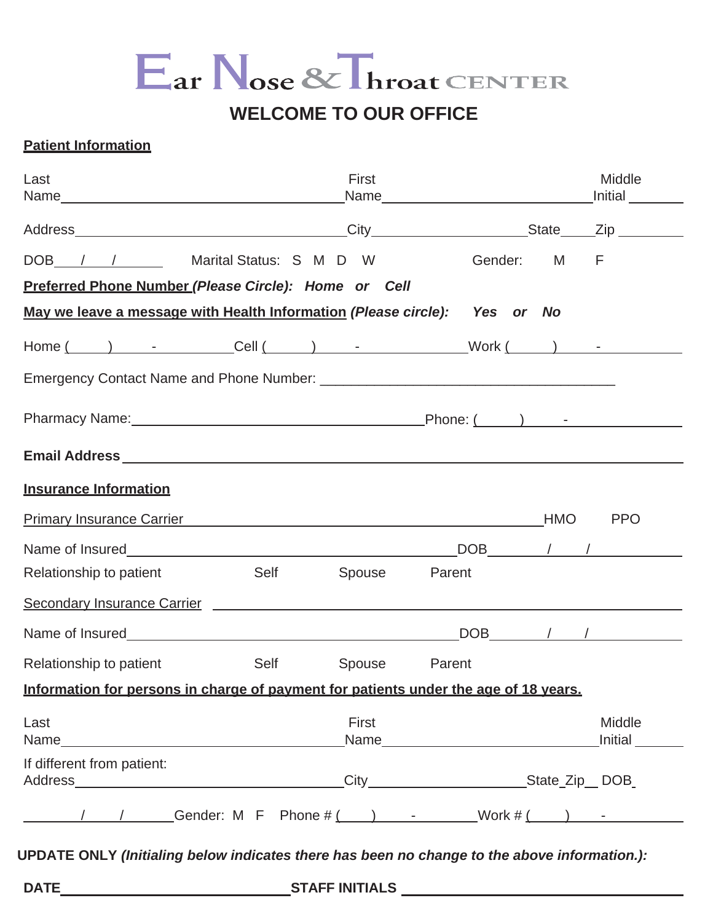# Ear Nose & Throat CENTER

## WELCOME TO OUR OFFICE

**Patient Information**

Last Name________________________ First Name________________________ Middle Initial ______

Address________________________ City________________ State____ Zip ________

DOB___/___/_____ Marital Status: S M D W Gender: M F

**Preferred Phone Number** ***(Please Circle): Home or Cell***

**May we leave a message with Health Information** ***(Please circle): Yes or No***

Home (____) ___-______ Cell (____) ___-______ Work (____) ___-______

Emergency Contact Name and Phone Number: ________________________

Pharmacy Name:________________________ Phone: (____) ___-______

**Email Address** ________________________

**Insurance Information**

Primary Insurance Carrier ________________________ HMO PPO

Name of Insured________________________ DOB____/___/______

Relationship to patient Self Spouse Parent

Secondary Insurance Carrier ________________________

Name of Insured________________________ DOB____/___/______

Relationship to patient Self Spouse Parent

**Information for persons in charge of payment for patients under the age of 18 years.**

Last Name________________________ First Name________________________ Middle Initial ______

If different from patient:
Address________________________ City________________ State_Zip__ DOB_

____/___/______ Gender: M F Phone # (___) ___-______ Work # (___) ___-______

**UPDATE ONLY** ***(Initialing below indicates there has been no change to the above information.):***

**DATE**________________________ **STAFF INITIALS** ________________________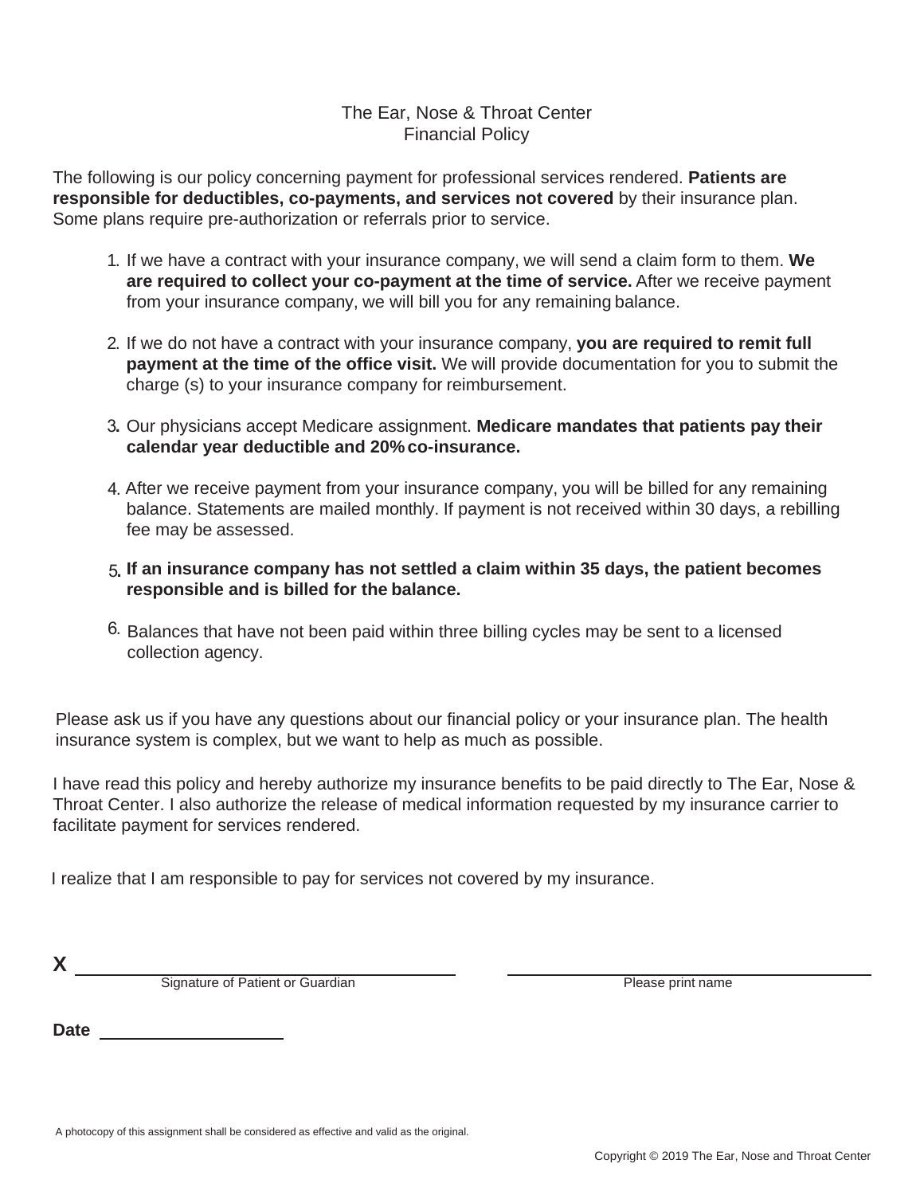# The Ear, Nose & Throat Center
## Financial Policy

The following is our policy concerning payment for professional services rendered. **Patients are responsible for deductibles, co-payments, and services not covered** by their insurance plan. Some plans require pre-authorization or referrals prior to service.

1. If we have a contract with your insurance company, we will send a claim form to them. **We are required to collect your co-payment at the time of service.** After we receive payment from your insurance company, we will bill you for any remaining balance.

2. If we do not have a contract with your insurance company, **you are required to remit full payment at the time of the office visit.** We will provide documentation for you to submit the charge (s) to your insurance company for reimbursement.

3. Our physicians accept Medicare assignment. **Medicare mandates that patients pay their calendar year deductible and 20% co-insurance.**

4. After we receive payment from your insurance company, you will be billed for any remaining balance. Statements are mailed monthly. If payment is not received within 30 days, a rebilling fee may be assessed.

5. **If an insurance company has not settled a claim within 35 days, the patient becomes responsible and is billed for the balance.**

6. Balances that have not been paid within three billing cycles may be sent to a licensed collection agency.

Please ask us if you have any questions about our financial policy or your insurance plan. The health insurance system is complex, but we want to help as much as possible.

I have read this policy and hereby authorize my insurance benefits to be paid directly to The Ear, Nose & Throat Center. I also authorize the release of medical information requested by my insurance carrier to facilitate payment for services rendered.

I realize that I am responsible to pay for services not covered by my insurance.

**X** ______________________________ Signature of Patient or Guardian

______________________________ Please print name

**Date** ____________________

A photocopy of this assignment shall be considered as effective and valid as the original.

Copyright © 2019 The Ear, Nose and Throat Center